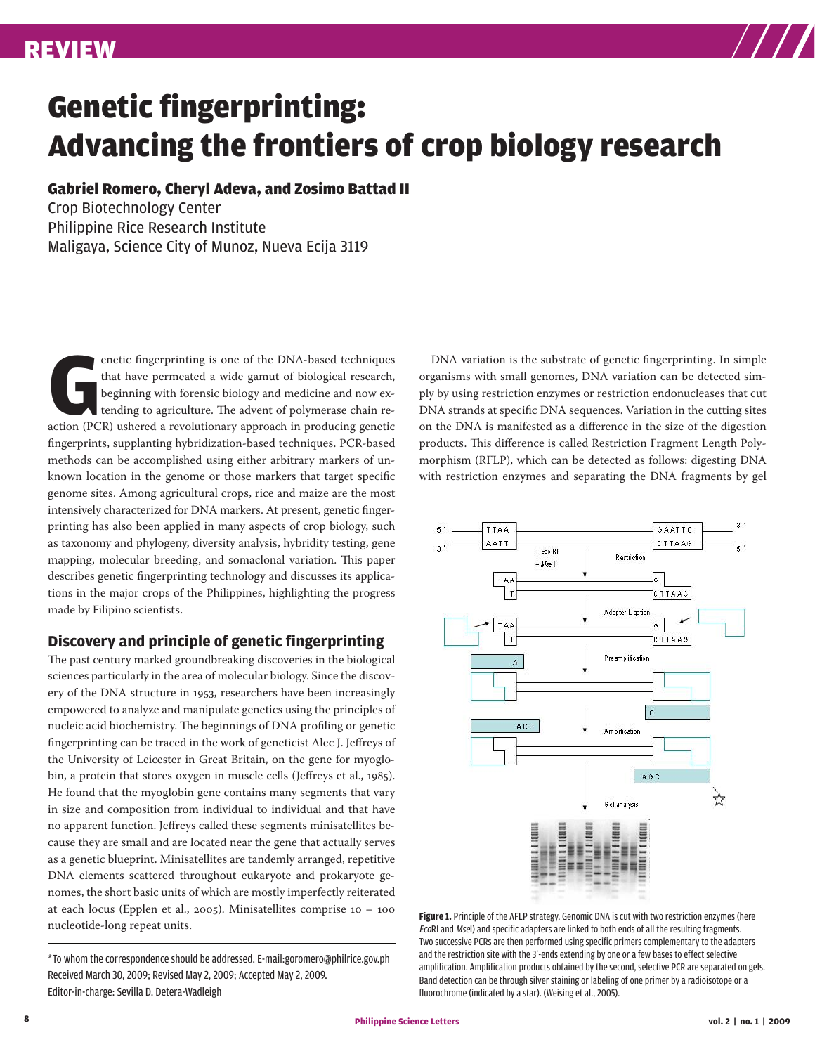# Genetic fingerprinting: Advancing the frontiers of crop biology research

**Gabriel Romero, Cheryl Adeva, and Zosimo Battad II**

Crop Biotechnology Center
Philippine Rice Research Institute
Maligaya, Science City of Munoz, Nueva Ecija 3119

Genetic fingerprinting is one of the DNA-based techniques that have permeated a wide gamut of biological research, beginning with forensic biology and medicine and now extending to agriculture. The advent of polymerase chain reaction (PCR) ushered a revolutionary approach in producing genetic fingerprints, supplanting hybridization-based techniques. PCR-based methods can be accomplished using either arbitrary markers of unknown location in the genome or those markers that target specific genome sites. Among agricultural crops, rice and maize are the most intensively characterized for DNA markers. At present, genetic fingerprinting has also been applied in many aspects of crop biology, such as taxonomy and phylogeny, diversity analysis, hybridity testing, gene mapping, molecular breeding, and somaclonal variation. This paper describes genetic fingerprinting technology and discusses its applications in the major crops of the Philippines, highlighting the progress made by Filipino scientists.

## Discovery and principle of genetic fingerprinting

The past century marked groundbreaking discoveries in the biological sciences particularly in the area of molecular biology. Since the discovery of the DNA structure in 1953, researchers have been increasingly empowered to analyze and manipulate genetics using the principles of nucleic acid biochemistry. The beginnings of DNA profiling or genetic fingerprinting can be traced in the work of geneticist Alec J. Jeffreys of the University of Leicester in Great Britain, on the gene for myoglobin, a protein that stores oxygen in muscle cells (Jeffreys et al., 1985). He found that the myoglobin gene contains many segments that vary in size and composition from individual to individual and that have no apparent function. Jeffreys called these segments minisatellites because they are small and are located near the gene that actually serves as a genetic blueprint. Minisatellites are tandemly arranged, repetitive DNA elements scattered throughout eukaryote and prokaryote genomes, the short basic units of which are mostly imperfectly reiterated at each locus (Epplen et al., 2005). Minisatellites comprise 10 – 100 nucleotide-long repeat units.

DNA variation is the substrate of genetic fingerprinting. In simple organisms with small genomes, DNA variation can be detected simply by using restriction enzymes or restriction endonucleases that cut DNA strands at specific DNA sequences. Variation in the cutting sites on the DNA is manifested as a difference in the size of the digestion products. This difference is called Restriction Fragment Length Polymorphism (RFLP), which can be detected as follows: digesting DNA with restriction enzymes and separating the DNA fragments by gel

**Figure 1.** Principle of the AFLP strategy. Genomic DNA is cut with two restriction enzymes (here *Eco*RI and *Mse*I) and specific adapters are linked to both ends of all the resulting fragments. Two successive PCRs are then performed using specific primers complementary to the adapters and the restriction site with the 3'-ends extending by one or a few bases to effect selective amplification. Amplification products obtained by the second, selective PCR are separated on gels. Band detection can be through silver staining or labeling of one primer by a radioisotope or a fluorochrome (indicated by a star). (Weising et al., 2005).

*To whom the correspondence should be addressed. E-mail:goromero@philrice.gov.ph
Received March 30, 2009; Revised May 2, 2009; Accepted May 2, 2009.
Editor-in-charge: Sevilla D. Detera-Wadleigh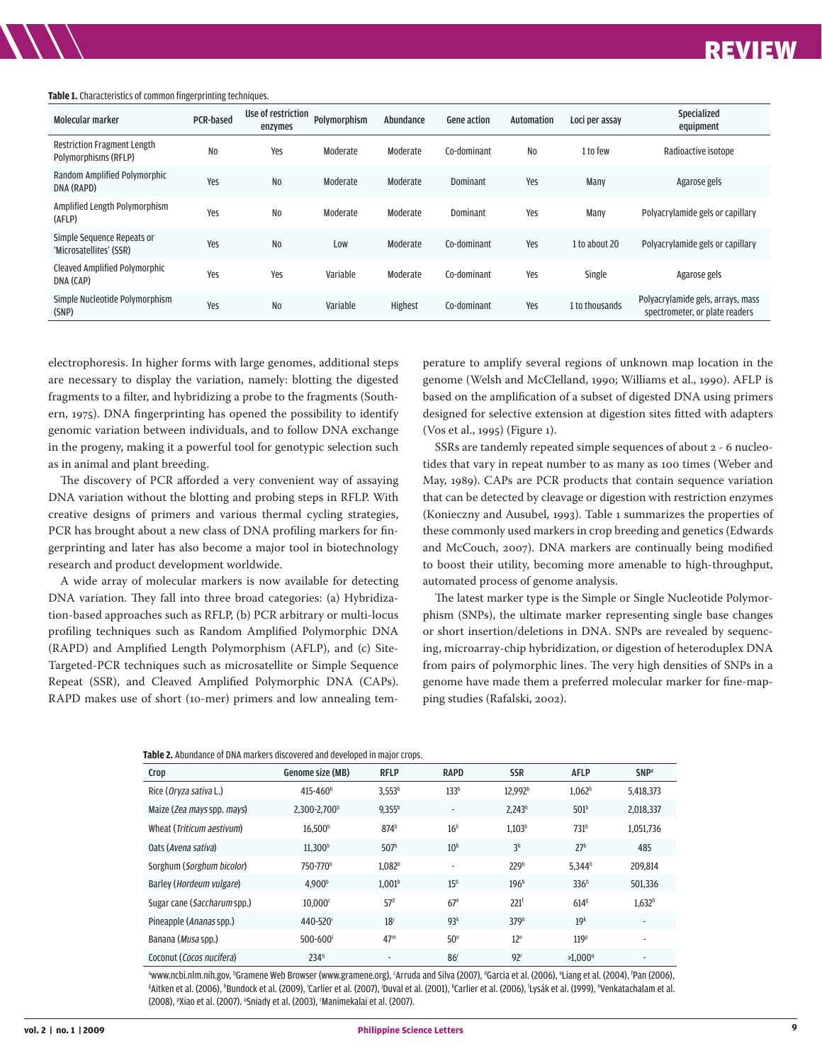**Table 1.** Characteristics of common fingerprinting techniques.

| Molecular marker | PCR-based | Use of restriction enzymes | Polymorphism | Abundance | Gene action | Automation | Loci per assay | Specialized equipment |
|---|---|---|---|---|---|---|---|---|
| Restriction Fragment Length Polymorphisms (RFLP) | No | Yes | Moderate | Moderate | Co-dominant | No | 1 to few | Radioactive isotope |
| Random Amplified Polymorphic DNA (RAPD) | Yes | No | Moderate | Moderate | Dominant | Yes | Many | Agarose gels |
| Amplified Length Polymorphism (AFLP) | Yes | No | Moderate | Moderate | Dominant | Yes | Many | Polyacrylamide gels or capillary |
| Simple Sequence Repeats or 'Microsatellites' (SSR) | Yes | No | Low | Moderate | Co-dominant | Yes | 1 to about 20 | Polyacrylamide gels or capillary |
| Cleaved Amplified Polymorphic DNA (CAP) | Yes | Yes | Variable | Moderate | Co-dominant | Yes | Single | Agarose gels |
| Simple Nucleotide Polymorphism (SNP) | Yes | No | Variable | Highest | Co-dominant | Yes | 1 to thousands | Polyacrylamide gels, arrays, mass spectrometer, or plate readers |

electrophoresis. In higher forms with large genomes, additional steps are necessary to display the variation, namely: blotting the digested fragments to a filter, and hybridizing a probe to the fragments (Southern, 1975). DNA fingerprinting has opened the possibility to identify genomic variation between individuals, and to follow DNA exchange in the progeny, making it a powerful tool for genotypic selection such as in animal and plant breeding.

The discovery of PCR afforded a very convenient way of assaying DNA variation without the blotting and probing steps in RFLP. With creative designs of primers and various thermal cycling strategies, PCR has brought about a new class of DNA profiling markers for fingerprinting and later has also become a major tool in biotechnology research and product development worldwide.

A wide array of molecular markers is now available for detecting DNA variation. They fall into three broad categories: (a) Hybridization-based approaches such as RFLP, (b) PCR arbitrary or multi-locus profiling techniques such as Random Amplified Polymorphic DNA (RAPD) and Amplified Length Polymorphism (AFLP), and (c) Site-Targeted-PCR techniques such as microsatellite or Simple Sequence Repeat (SSR), and Cleaved Amplified Polymorphic DNA (CAPs). RAPD makes use of short (10-mer) primers and low annealing temperature to amplify several regions of unknown map location in the genome (Welsh and McClelland, 1990; Williams et al., 1990). AFLP is based on the amplification of a subset of digested DNA using primers designed for selective extension at digestion sites fitted with adapters (Vos et al., 1995) (Figure 1).

SSRs are tandemly repeated simple sequences of about 2 - 6 nucleotides that vary in repeat number to as many as 100 times (Weber and May, 1989). CAPs are PCR products that contain sequence variation that can be detected by cleavage or digestion with restriction enzymes (Konieczny and Ausubel, 1993). Table 1 summarizes the properties of these commonly used markers in crop breeding and genetics (Edwards and McCouch, 2007). DNA markers are continually being modified to boost their utility, becoming more amenable to high-throughput, automated process of genome analysis.

The latest marker type is the Simple or Single Nucleotide Polymorphism (SNPs), the ultimate marker representing single base changes or short insertion/deletions in DNA. SNPs are revealed by sequencing, microarray-chip hybridization, or digestion of heteroduplex DNA from pairs of polymorphic lines. The very high densities of SNPs in a genome have made them a preferred molecular marker for fine-mapping studies (Rafalski, 2002).

**Table 2.** Abundance of DNA markers discovered and developed in major crops.

| Crop | Genome size (MB) | RFLP | RAPD | SSR | AFLP | SNP[a] |
|---|---|---|---|---|---|---|
| Rice (*Oryza sativa* L.) | 415-460[b] | 3,553[b] | 133[b] | 12,992[b] | 1,062[b] | 5,418,373 |
| Maize (*Zea mays* spp. *mays*) | 2,300-2,700[b] | 9,355[b] | - | 2,243[b] | 501[b] | 2,018,337 |
| Wheat (*Triticum aestivum*) | 16,500[b] | 874[b] | 16[b] | 1,103[b] | 731[b] | 1,051,736 |
| Oats (*Avena sativa*) | 11,300[b] | 507[b] | 10[b] | 3[b] | 27[b] | 485 |
| Sorghum (*Sorghum bicolor*) | 750-770[b] | 1,082[b] | - | 229[b] | 5,344[b] | 209,814 |
| Barley (*Hordeum vulgare*) | 4,900[b] | 1,001[b] | 15[b] | 196[b] | 336[b] | 501,336 |
| Sugar cane (*Saccharum* spp.) | 10,000[c] | 57[d] | 67[e] | 221[f] | 614[g] | 1,632[h] |
| Pineapple (*Ananas* spp.) | 440-520[i] | 18[j] | 93[k] | 379[k] | 19[k] | - |
| Banana (*Musa* spp.) | 500-600[l] | 47[m] | 50[n] | 12[n] | 119[p] | - |
| Coconut (*Cocos nucifera*) | 234[q] | - | 86[r] | 92[r] | >1,000[q] | - |

[a]www.ncbi.nlm.nih.gov, [b]Gramene Web Browser (www.gramene.org), [c]Arruda and Silva (2007), [d]Garcia et al. (2006), [e]Liang et al. (2004), [f]Pan (2006), [g]Aitken et al. (2006), [h]Bundock et al. (2009), [i]Carlier et al. (2007), [j]Duval et al. (2001), [k]Carlier et al. (2006), [l]Lysák et al. (1999), [n]Venkatachalam et al. (2008), [p]Xiao et al. (2007). [q]Sniady et al. (2003), [r]Manimekalai et al. (2007).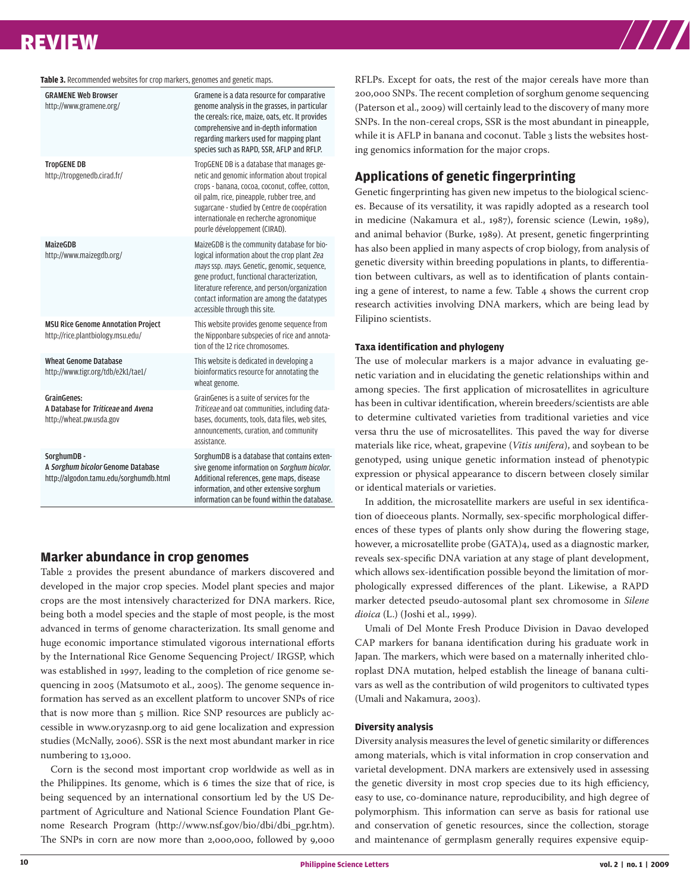**Table 3.** Recommended websites for crop markers, genomes and genetic maps.

| | |
|---|---|
| **GRAMENE Web Browser** http://www.gramene.org/ | Gramene is a data resource for comparative genome analysis in the grasses, in particular the cereals: rice, maize, oats, etc. It provides comprehensive and in-depth information regarding markers used for mapping plant species such as RAPD, SSR, AFLP and RFLP. |
| **TropGENE DB** http://tropgenedb.cirad.fr/ | TropGENE DB is a database that manages genetic and genomic information about tropical crops - banana, cocoa, coconut, coffee, cotton, oil palm, rice, pineapple, rubber tree, and sugarcane - studied by Centre de coopération internationale en recherche agronomique pourle développement (CIRAD). |
| **MaizeGDB** http://www.maizegdb.org/ | MaizeGDB is the community database for biological information about the crop plant *Zea mays* ssp. *mays*. Genetic, genomic, sequence, gene product, functional characterization, literature reference, and person/organization contact information are among the datatypes accessible through this site. |
| **MSU Rice Genome Annotation Project** http://rice.plantbiology.msu.edu/ | This website provides genome sequence from the Nipponbare subspecies of rice and annotation of the 12 rice chromosomes. |
| **Wheat Genome Database** http://www.tigr.org/tdb/e2k1/tae1/ | This website is dedicated in developing a bioinformatics resource for annotating the wheat genome. |
| **GrainGenes: A Database for *Triticeae* and *Avena*** http://wheat.pw.usda.gov | GrainGenes is a suite of services for the *Triticeae* and oat communities, including databases, documents, tools, data files, web sites, announcements, curation, and community assistance. |
| **SorghumDB - A *Sorghum bicolor* Genome Database** http://algodon.tamu.edu/sorghumdb.html | SorghumDB is a database that contains extensive genome information on *Sorghum bicolor*. Additional references, gene maps, disease information, and other extensive sorghum information can be found within the database. |

## Marker abundance in crop genomes

Table 2 provides the present abundance of markers discovered and developed in the major crop species. Model plant species and major crops are the most intensively characterized for DNA markers. Rice, being both a model species and the staple of most people, is the most advanced in terms of genome characterization. Its small genome and huge economic importance stimulated vigorous international efforts by the International Rice Genome Sequencing Project/ IRGSP, which was established in 1997, leading to the completion of rice genome sequencing in 2005 (Matsumoto et al., 2005). The genome sequence information has served as an excellent platform to uncover SNPs of rice that is now more than 5 million. Rice SNP resources are publicly accessible in www.oryzasnp.org to aid gene localization and expression studies (McNally, 2006). SSR is the next most abundant marker in rice numbering to 13,000.

Corn is the second most important crop worldwide as well as in the Philippines. Its genome, which is 6 times the size that of rice, is being sequenced by an international consortium led by the US Department of Agriculture and National Science Foundation Plant Genome Research Program (http://www.nsf.gov/bio/dbi/dbi_pgr.htm). The SNPs in corn are now more than 2,000,000, followed by 9,000 RFLPs. Except for oats, the rest of the major cereals have more than 200,000 SNPs. The recent completion of sorghum genome sequencing (Paterson et al., 2009) will certainly lead to the discovery of many more SNPs. In the non-cereal crops, SSR is the most abundant in pineapple, while it is AFLP in banana and coconut. Table 3 lists the websites hosting genomics information for the major crops.

## Applications of genetic fingerprinting

Genetic fingerprinting has given new impetus to the biological sciences. Because of its versatility, it was rapidly adopted as a research tool in medicine (Nakamura et al., 1987), forensic science (Lewin, 1989), and animal behavior (Burke, 1989). At present, genetic fingerprinting has also been applied in many aspects of crop biology, from analysis of genetic diversity within breeding populations in plants, to differentiation between cultivars, as well as to identification of plants containing a gene of interest, to name a few. Table 4 shows the current crop research activities involving DNA markers, which are being lead by Filipino scientists.

### Taxa identification and phylogeny

The use of molecular markers is a major advance in evaluating genetic variation and in elucidating the genetic relationships within and among species. The first application of microsatellites in agriculture has been in cultivar identification, wherein breeders/scientists are able to determine cultivated varieties from traditional varieties and vice versa thru the use of microsatellites. This paved the way for diverse materials like rice, wheat, grapevine (*Vitis unifera*), and soybean to be genotyped, using unique genetic information instead of phenotypic expression or physical appearance to discern between closely similar or identical materials or varieties.

In addition, the microsatellite markers are useful in sex identification of dioeceous plants. Normally, sex-specific morphological differences of these types of plants only show during the flowering stage, however, a microsatellite probe (GATA)4, used as a diagnostic marker, reveals sex-specific DNA variation at any stage of plant development, which allows sex-identification possible beyond the limitation of morphologically expressed differences of the plant. Likewise, a RAPD marker detected pseudo-autosomal plant sex chromosome in *Silene dioica* (L.) (Joshi et al., 1999).

Umali of Del Monte Fresh Produce Division in Davao developed CAP markers for banana identification during his graduate work in Japan. The markers, which were based on a maternally inherited chloroplast DNA mutation, helped establish the lineage of banana cultivars as well as the contribution of wild progenitors to cultivated types (Umali and Nakamura, 2003).

### Diversity analysis

Diversity analysis measures the level of genetic similarity or differences among materials, which is vital information in crop conservation and varietal development. DNA markers are extensively used in assessing the genetic diversity in most crop species due to its high efficiency, easy to use, co-dominance nature, reproducibility, and high degree of polymorphism. This information can serve as basis for rational use and conservation of genetic resources, since the collection, storage and maintenance of germplasm generally requires expensive equip-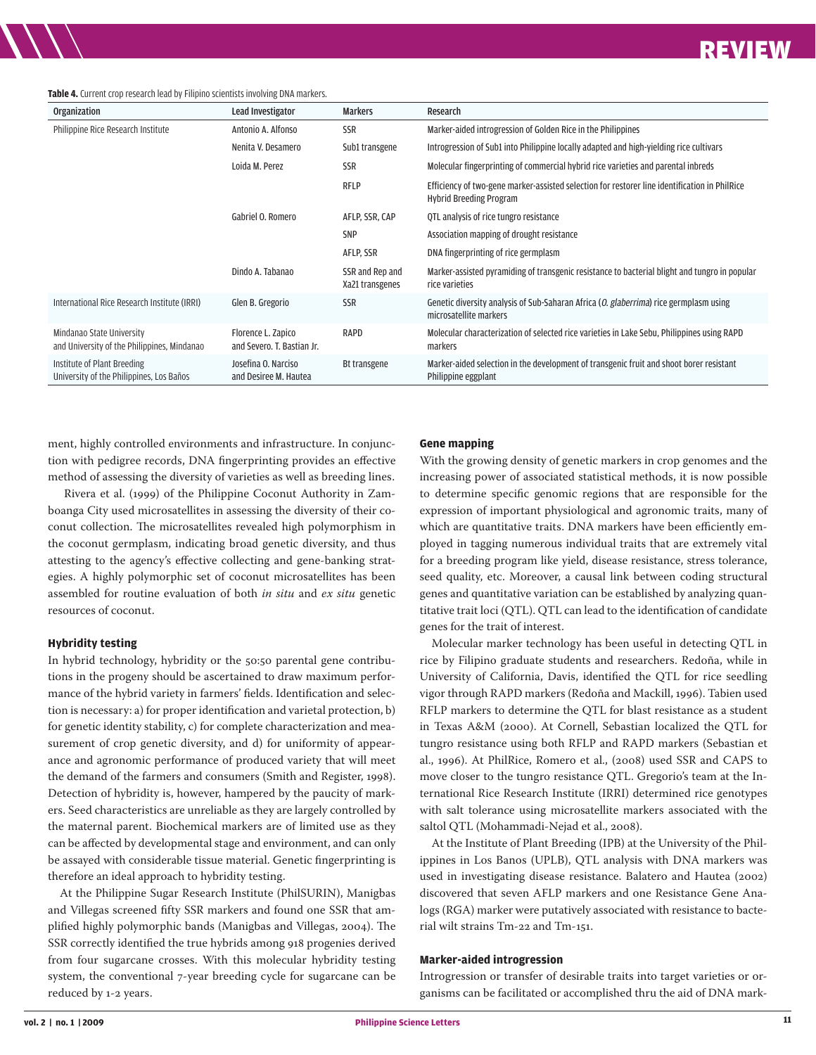**Table 4.** Current crop research lead by Filipino scientists involving DNA markers.

| Organization | Lead Investigator | Markers | Research |
|---|---|---|---|
| Philippine Rice Research Institute | Antonio A. Alfonso | SSR | Marker-aided introgression of Golden Rice in the Philippines |
| | Nenita V. Desamero | Sub1 transgene | Introgression of Sub1 into Philippine locally adapted and high-yielding rice cultivars |
| | Loida M. Perez | SSR | Molecular fingerprinting of commercial hybrid rice varieties and parental inbreds |
| | | RFLP | Efficiency of two-gene marker-assisted selection for restorer line identification in PhilRice Hybrid Breeding Program |
| | Gabriel O. Romero | AFLP, SSR, CAP | QTL analysis of rice tungro resistance |
| | | SNP | Association mapping of drought resistance |
| | | AFLP, SSR | DNA fingerprinting of rice germplasm |
| | Dindo A. Tabanao | SSR and Rep and Xa21 transgenes | Marker-assisted pyramiding of transgenic resistance to bacterial blight and tungro in popular rice varieties |
| International Rice Research Institute (IRRI) | Glen B. Gregorio | SSR | Genetic diversity analysis of Sub-Saharan Africa (*O. glaberrima*) rice germplasm using microsatellite markers |
| Mindanao State University and University of the Philippines, Mindanao | Florence L. Zapico and Severo. T. Bastian Jr. | RAPD | Molecular characterization of selected rice varieties in Lake Sebu, Philippines using RAPD markers |
| Institute of Plant Breeding University of the Philippines, Los Baños | Josefina O. Narciso and Desiree M. Hautea | Bt transgene | Marker-aided selection in the development of transgenic fruit and shoot borer resistant Philippine eggplant |

ment, highly controlled environments and infrastructure. In conjunction with pedigree records, DNA fingerprinting provides an effective method of assessing the diversity of varieties as well as breeding lines.

Rivera et al. (1999) of the Philippine Coconut Authority in Zamboanga City used microsatellites in assessing the diversity of their coconut collection. The microsatellites revealed high polymorphism in the coconut germplasm, indicating broad genetic diversity, and thus attesting to the agency's effective collecting and gene-banking strategies. A highly polymorphic set of coconut microsatellites has been assembled for routine evaluation of both *in situ* and *ex situ* genetic resources of coconut.

#### Hybridity testing

In hybrid technology, hybridity or the 50:50 parental gene contributions in the progeny should be ascertained to draw maximum performance of the hybrid variety in farmers' fields. Identification and selection is necessary: a) for proper identification and varietal protection, b) for genetic identity stability, c) for complete characterization and measurement of crop genetic diversity, and d) for uniformity of appearance and agronomic performance of produced variety that will meet the demand of the farmers and consumers (Smith and Register, 1998). Detection of hybridity is, however, hampered by the paucity of markers. Seed characteristics are unreliable as they are largely controlled by the maternal parent. Biochemical markers are of limited use as they can be affected by developmental stage and environment, and can only be assayed with considerable tissue material. Genetic fingerprinting is therefore an ideal approach to hybridity testing.

At the Philippine Sugar Research Institute (PhilSURIN), Manigbas and Villegas screened fifty SSR markers and found one SSR that amplified highly polymorphic bands (Manigbas and Villegas, 2004). The SSR correctly identified the true hybrids among 918 progenies derived from four sugarcane crosses. With this molecular hybridity testing system, the conventional 7-year breeding cycle for sugarcane can be reduced by 1-2 years.

#### Gene mapping

With the growing density of genetic markers in crop genomes and the increasing power of associated statistical methods, it is now possible to determine specific genomic regions that are responsible for the expression of important physiological and agronomic traits, many of which are quantitative traits. DNA markers have been efficiently employed in tagging numerous individual traits that are extremely vital for a breeding program like yield, disease resistance, stress tolerance, seed quality, etc. Moreover, a causal link between coding structural genes and quantitative variation can be established by analyzing quantitative trait loci (QTL). QTL can lead to the identification of candidate genes for the trait of interest.

Molecular marker technology has been useful in detecting QTL in rice by Filipino graduate students and researchers. Redoña, while in University of California, Davis, identified the QTL for rice seedling vigor through RAPD markers (Redoña and Mackill, 1996). Tabien used RFLP markers to determine the QTL for blast resistance as a student in Texas A&M (2000). At Cornell, Sebastian localized the QTL for tungro resistance using both RFLP and RAPD markers (Sebastian et al., 1996). At PhilRice, Romero et al., (2008) used SSR and CAPS to move closer to the tungro resistance QTL. Gregorio's team at the International Rice Research Institute (IRRI) determined rice genotypes with salt tolerance using microsatellite markers associated with the saltol QTL (Mohammadi-Nejad et al., 2008).

At the Institute of Plant Breeding (IPB) at the University of the Philippines in Los Banos (UPLB), QTL analysis with DNA markers was used in investigating disease resistance. Balatero and Hautea (2002) discovered that seven AFLP markers and one Resistance Gene Analogs (RGA) marker were putatively associated with resistance to bacterial wilt strains Tm-22 and Tm-151.

#### Marker-aided introgression

Introgression or transfer of desirable traits into target varieties or organisms can be facilitated or accomplished thru the aid of DNA mark-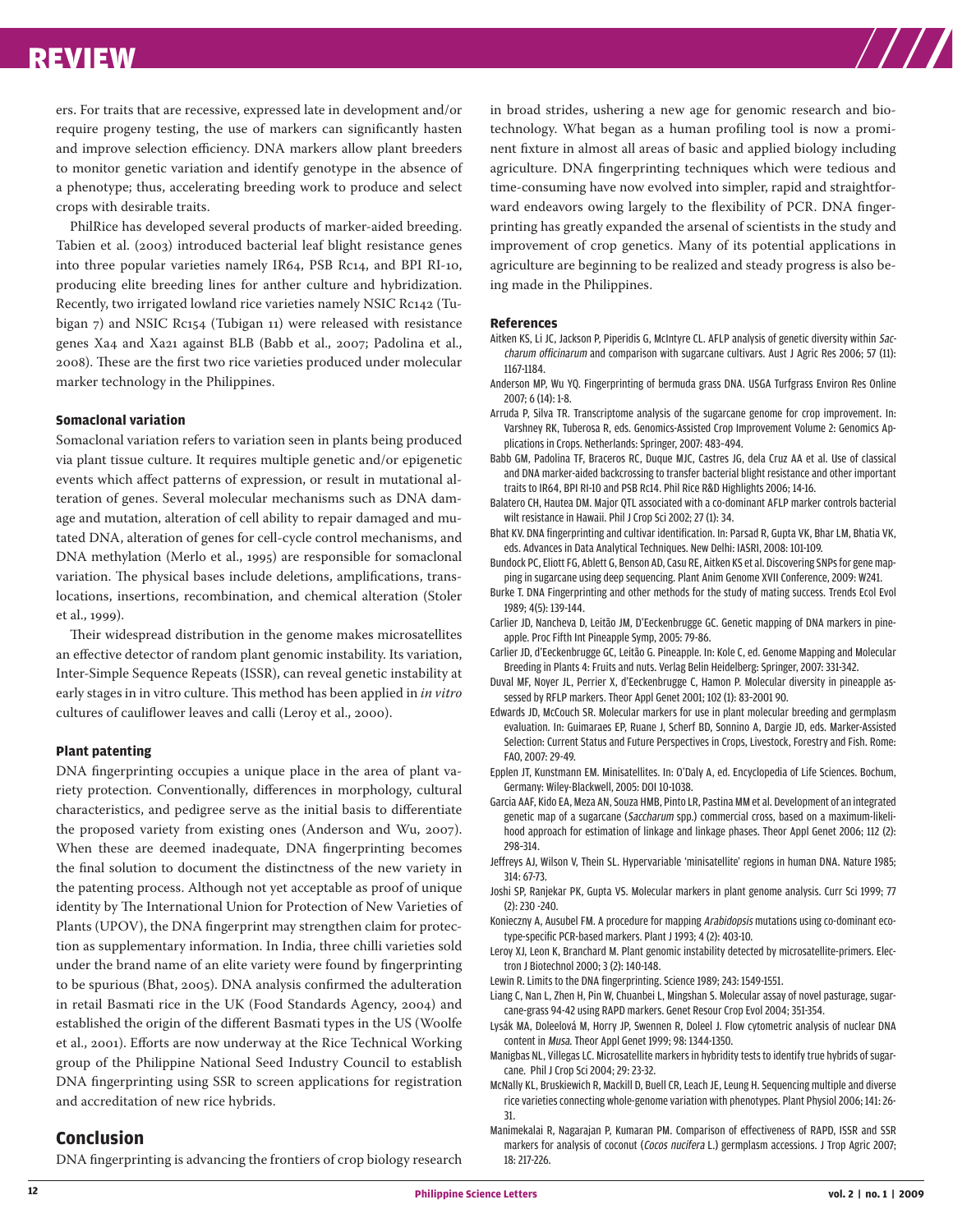ers. For traits that are recessive, expressed late in development and/or require progeny testing, the use of markers can significantly hasten and improve selection efficiency. DNA markers allow plant breeders to monitor genetic variation and identify genotype in the absence of a phenotype; thus, accelerating breeding work to produce and select crops with desirable traits.

PhilRice has developed several products of marker-aided breeding. Tabien et al. (2003) introduced bacterial leaf blight resistance genes into three popular varieties namely IR64, PSB Rc14, and BPI RI-10, producing elite breeding lines for anther culture and hybridization. Recently, two irrigated lowland rice varieties namely NSIC Rc142 (Tubigan 7) and NSIC Rc154 (Tubigan 11) were released with resistance genes Xa4 and Xa21 against BLB (Babb et al., 2007; Padolina et al., 2008). These are the first two rice varieties produced under molecular marker technology in the Philippines.

#### Somaclonal variation

Somaclonal variation refers to variation seen in plants being produced via plant tissue culture. It requires multiple genetic and/or epigenetic events which affect patterns of expression, or result in mutational alteration of genes. Several molecular mechanisms such as DNA damage and mutation, alteration of cell ability to repair damaged and mutated DNA, alteration of genes for cell-cycle control mechanisms, and DNA methylation (Merlo et al., 1995) are responsible for somaclonal variation. The physical bases include deletions, amplifications, translocations, insertions, recombination, and chemical alteration (Stoler et al., 1999).

Their widespread distribution in the genome makes microsatellites an effective detector of random plant genomic instability. Its variation, Inter-Simple Sequence Repeats (ISSR), can reveal genetic instability at early stages in in vitro culture. This method has been applied in *in vitro* cultures of cauliflower leaves and calli (Leroy et al., 2000).

#### Plant patenting

DNA fingerprinting occupies a unique place in the area of plant variety protection. Conventionally, differences in morphology, cultural characteristics, and pedigree serve as the initial basis to differentiate the proposed variety from existing ones (Anderson and Wu, 2007). When these are deemed inadequate, DNA fingerprinting becomes the final solution to document the distinctness of the new variety in the patenting process. Although not yet acceptable as proof of unique identity by The International Union for Protection of New Varieties of Plants (UPOV), the DNA fingerprint may strengthen claim for protection as supplementary information. In India, three chilli varieties sold under the brand name of an elite variety were found by fingerprinting to be spurious (Bhat, 2005). DNA analysis confirmed the adulteration in retail Basmati rice in the UK (Food Standards Agency, 2004) and established the origin of the different Basmati types in the US (Woolfe et al., 2001). Efforts are now underway at the Rice Technical Working group of the Philippine National Seed Industry Council to establish DNA fingerprinting using SSR to screen applications for registration and accreditation of new rice hybrids.

## Conclusion

DNA fingerprinting is advancing the frontiers of crop biology research in broad strides, ushering a new age for genomic research and biotechnology. What began as a human profiling tool is now a prominent fixture in almost all areas of basic and applied biology including agriculture. DNA fingerprinting techniques which were tedious and time-consuming have now evolved into simpler, rapid and straightforward endeavors owing largely to the flexibility of PCR. DNA fingerprinting has greatly expanded the arsenal of scientists in the study and improvement of crop genetics. Many of its potential applications in agriculture are beginning to be realized and steady progress is also being made in the Philippines.

#### References

Aitken KS, Li JC, Jackson P, Piperidis G, McIntyre CL. AFLP analysis of genetic diversity within *Saccharum officinarum* and comparison with sugarcane cultivars. Aust J Agric Res 2006; 57 (11): 1167-1184.

Anderson MP, Wu YQ. Fingerprinting of bermuda grass DNA. USGA Turfgrass Environ Res Online 2007; 6 (14): 1-8.

Arruda P, Silva TR. Transcriptome analysis of the sugarcane genome for crop improvement. In: Varshney RK, Tuberosa R, eds. Genomics-Assisted Crop Improvement Volume 2: Genomics Applications in Crops. Netherlands: Springer, 2007: 483–494.

Babb GM, Padolina TF, Braceros RC, Duque MJC, Castres JG, dela Cruz AA et al. Use of classical and DNA marker-aided backcrossing to transfer bacterial blight resistance and other important traits to IR64, BPI RI-10 and PSB Rc14. Phil Rice R&D Highlights 2006; 14-16.

Balatero CH, Hautea DM. Major QTL associated with a co-dominant AFLP marker controls bacterial wilt resistance in Hawaii. Phil J Crop Sci 2002; 27 (1): 34.

Bhat KV. DNA fingerprinting and cultivar identification. In: Parsad R, Gupta VK, Bhar LM, Bhatia VK, eds. Advances in Data Analytical Techniques. New Delhi: IASRI, 2008: 101-109.

Bundock PC, Eliott FG, Ablett G, Benson AD, Casu RE, Aitken KS et al. Discovering SNPs for gene mapping in sugarcane using deep sequencing. Plant Anim Genome XVII Conference, 2009: W241.

Burke T. DNA Fingerprinting and other methods for the study of mating success. Trends Ecol Evol 1989; 4(5): 139-144.

Carlier JD, Nancheva D, Leitão JM, D'Eeckenbrugge GC. Genetic mapping of DNA markers in pineapple. Proc Fifth Int Pineapple Symp, 2005: 79-86.

Carlier JD, d'Eeckenbrugge GC, Leitão G. Pineapple. In: Kole C, ed. Genome Mapping and Molecular Breeding in Plants 4: Fruits and nuts. Verlag Belin Heidelberg: Springer, 2007: 331-342.

Duval MF, Noyer JL, Perrier X, d'Eeckenbrugge C, Hamon P. Molecular diversity in pineapple assessed by RFLP markers. Theor Appl Genet 2001; 102 (1): 83–2001 90.

Edwards JD, McCouch SR. Molecular markers for use in plant molecular breeding and germplasm evaluation. In: Guimaraes EP, Ruane J, Scherf BD, Sonnino A, Dargie JD, eds. Marker-Assisted Selection: Current Status and Future Perspectives in Crops, Livestock, Forestry and Fish. Rome: FAO, 2007: 29-49.

Epplen JT, Kunstmann EM. Minisatellites. In: O'Daly A, ed. Encyclopedia of Life Sciences. Bochum, Germany: Wiley-Blackwell, 2005: DOI 10-1038.

Garcia AAF, Kido EA, Meza AN, Souza HMB, Pinto LR, Pastina MM et al. Development of an integrated genetic map of a sugarcane (*Saccharum* spp.) commercial cross, based on a maximum-likelihood approach for estimation of linkage and linkage phases. Theor Appl Genet 2006; 112 (2): 298–314.

Jeffreys AJ, Wilson V, Thein SL. Hypervariable 'minisatellite' regions in human DNA. Nature 1985; 314: 67-73.

Joshi SP, Ranjekar PK, Gupta VS. Molecular markers in plant genome analysis. Curr Sci 1999; 77 (2): 230 -240.

Konieczny A, Ausubel FM. A procedure for mapping *Arabidopsis* mutations using co-dominant ecotype-specific PCR-based markers. Plant J 1993; 4 (2): 403-10.

Leroy XJ, Leon K, Branchard M. Plant genomic instability detected by microsatellite-primers. Electron J Biotechnol 2000; 3 (2): 140-148.

Lewin R. Limits to the DNA fingerprinting. Science 1989; 243: 1549-1551.

Liang C, Nan L, Zhen H, Pin W, Chuanbei L, Mingshan S. Molecular assay of novel pasturage, sugarcane-grass 94-42 using RAPD markers. Genet Resour Crop Evol 2004; 351-354.

Lysák MA, Doleelová M, Horry JP, Swennen R, Doleel J. Flow cytometric analysis of nuclear DNA content in *Musa*. Theor Appl Genet 1999; 98: 1344-1350.

Manigbas NL, Villegas LC. Microsatellite markers in hybridity tests to identify true hybrids of sugarcane. Phil J Crop Sci 2004; 29: 23-32.

McNally KL, Bruskiewich R, Mackill D, Buell CR, Leach JE, Leung H. Sequencing multiple and diverse rice varieties connecting whole-genome variation with phenotypes. Plant Physiol 2006; 141: 26-31.

Manimekalai R, Nagarajan P, Kumaran PM. Comparison of effectiveness of RAPD, ISSR and SSR markers for analysis of coconut (*Cocos nucifera* L.) germplasm accessions. J Trop Agric 2007; 18: 217-226.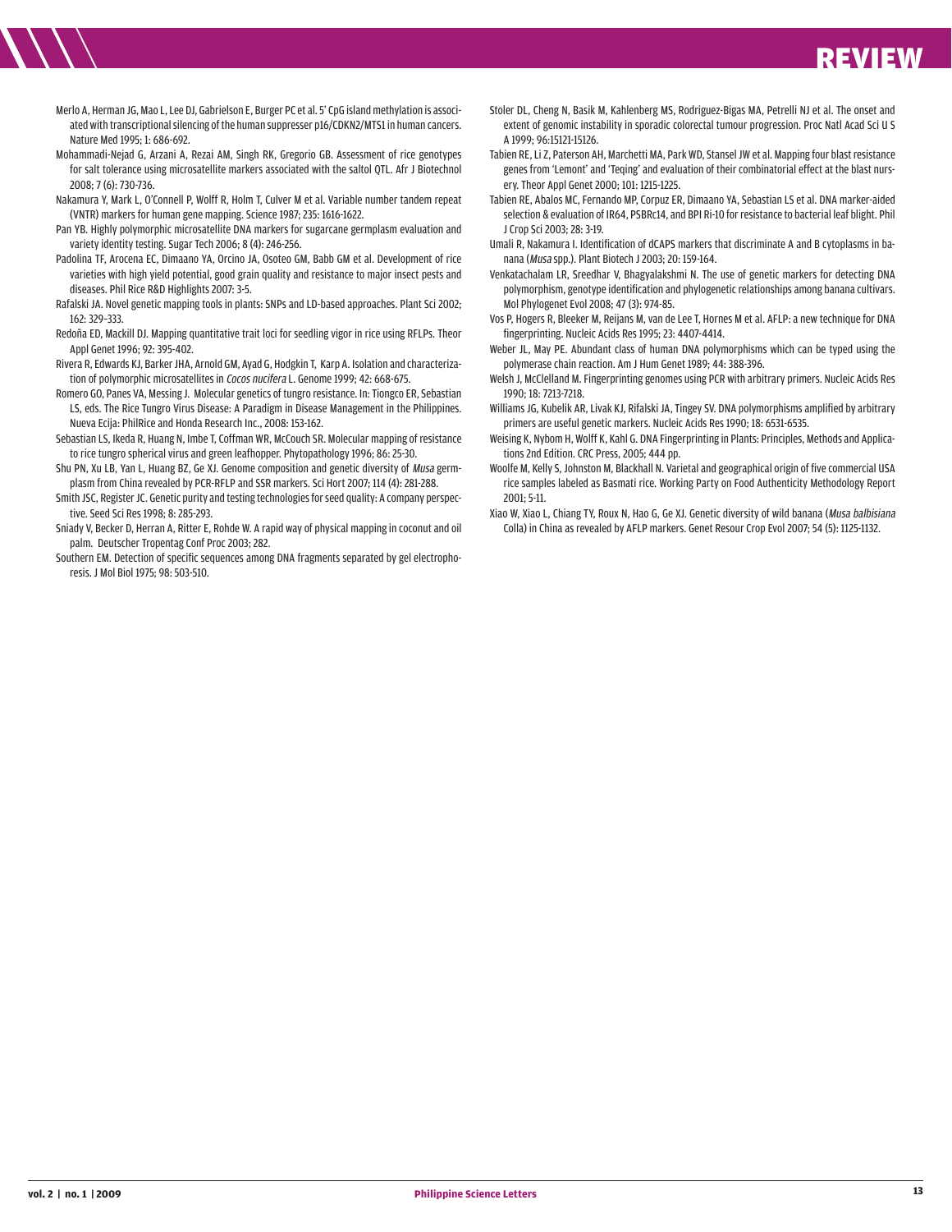Merlo A, Herman JG, Mao L, Lee DJ, Gabrielson E, Burger PC et al. 5' CpG island methylation is associated with transcriptional silencing of the human suppresser p16/CDKN2/MTS1 in human cancers. Nature Med 1995; 1: 686-692.

Mohammadi-Nejad G, Arzani A, Rezai AM, Singh RK, Gregorio GB. Assessment of rice genotypes for salt tolerance using microsatellite markers associated with the saltol QTL. Afr J Biotechnol 2008; 7 (6): 730-736.

Nakamura Y, Mark L, O'Connell P, Wolff R, Holm T, Culver M et al. Variable number tandem repeat (VNTR) markers for human gene mapping. Science 1987; 235: 1616-1622.

Pan YB. Highly polymorphic microsatellite DNA markers for sugarcane germplasm evaluation and variety identity testing. Sugar Tech 2006; 8 (4): 246-256.

Padolina TF, Arocena EC, Dimaano YA, Orcino JA, Osoteo GM, Babb GM et al. Development of rice varieties with high yield potential, good grain quality and resistance to major insect pests and diseases. Phil Rice R&D Highlights 2007: 3-5.

Rafalski JA. Novel genetic mapping tools in plants: SNPs and LD-based approaches. Plant Sci 2002; 162: 329-333.

Redoña ED, Mackill DJ. Mapping quantitative trait loci for seedling vigor in rice using RFLPs. Theor Appl Genet 1996; 92: 395-402.

Rivera R, Edwards KJ, Barker JHA, Arnold GM, Ayad G, Hodgkin T, Karp A. Isolation and characterization of polymorphic microsatellites in *Cocos nucifera* L. Genome 1999; 42: 668-675.

Romero GO, Panes VA, Messing J. Molecular genetics of tungro resistance. In: Tiongco ER, Sebastian LS, eds. The Rice Tungro Virus Disease: A Paradigm in Disease Management in the Philippines. Nueva Ecija: PhilRice and Honda Research Inc., 2008: 153-162.

Sebastian LS, Ikeda R, Huang N, Imbe T, Coffman WR, McCouch SR. Molecular mapping of resistance to rice tungro spherical virus and green leafhopper. Phytopathology 1996; 86: 25-30.

Shu PN, Xu LB, Yan L, Huang BZ, Ge XJ. Genome composition and genetic diversity of *Musa* germplasm from China revealed by PCR-RFLP and SSR markers. Sci Hort 2007; 114 (4): 281-288.

Smith JSC, Register JC. Genetic purity and testing technologies for seed quality: A company perspective. Seed Sci Res 1998; 8: 285-293.

Sniady V, Becker D, Herran A, Ritter E, Rohde W. A rapid way of physical mapping in coconut and oil palm. Deutscher Tropentag Conf Proc 2003; 282.

Southern EM. Detection of specific sequences among DNA fragments separated by gel electrophoresis. J Mol Biol 1975; 98: 503-510.

Stoler DL, Cheng N, Basik M, Kahlenberg MS, Rodriguez-Bigas MA, Petrelli NJ et al. The onset and extent of genomic instability in sporadic colorectal tumour progression. Proc Natl Acad Sci U S A 1999; 96:15121-15126.

Tabien RE, Li Z, Paterson AH, Marchetti MA, Park WD, Stansel JW et al. Mapping four blast resistance genes from 'Lemont' and 'Teqing' and evaluation of their combinatorial effect at the blast nursery. Theor Appl Genet 2000; 101: 1215-1225.

Tabien RE, Abalos MC, Fernando MP, Corpuz ER, Dimaano YA, Sebastian LS et al. DNA marker-aided selection & evaluation of IR64, PSBRc14, and BPI Ri-10 for resistance to bacterial leaf blight. Phil J Crop Sci 2003; 28: 3-19.

Umali R, Nakamura I. Identification of dCAPS markers that discriminate A and B cytoplasms in banana (*Musa* spp.). Plant Biotech J 2003; 20: 159-164.

Venkatachalam LR, Sreedhar V, Bhagyalakshmi N. The use of genetic markers for detecting DNA polymorphism, genotype identification and phylogenetic relationships among banana cultivars. Mol Phylogenet Evol 2008; 47 (3): 974-85.

Vos P, Hogers R, Bleeker M, Reijans M, van de Lee T, Hornes M et al. AFLP: a new technique for DNA fingerprinting. Nucleic Acids Res 1995; 23: 4407-4414.

Weber JL, May PE. Abundant class of human DNA polymorphisms which can be typed using the polymerase chain reaction. Am J Hum Genet 1989; 44: 388-396.

Welsh J, McClelland M. Fingerprinting genomes using PCR with arbitrary primers. Nucleic Acids Res 1990; 18: 7213-7218.

Williams JG, Kubelik AR, Livak KJ, Rifalski JA, Tingey SV. DNA polymorphisms amplified by arbitrary primers are useful genetic markers. Nucleic Acids Res 1990; 18: 6531-6535.

Weising K, Nybom H, Wolff K, Kahl G. DNA Fingerprinting in Plants: Principles, Methods and Applications 2nd Edition. CRC Press, 2005; 444 pp.

Woolfe M, Kelly S, Johnston M, Blackhall N. Varietal and geographical origin of five commercial USA rice samples labeled as Basmati rice. Working Party on Food Authenticity Methodology Report 2001; 5-11.

Xiao W, Xiao L, Chiang TY, Roux N, Hao G, Ge XJ. Genetic diversity of wild banana (*Musa balbisiana* Colla) in China as revealed by AFLP markers. Genet Resour Crop Evol 2007; 54 (5): 1125-1132.